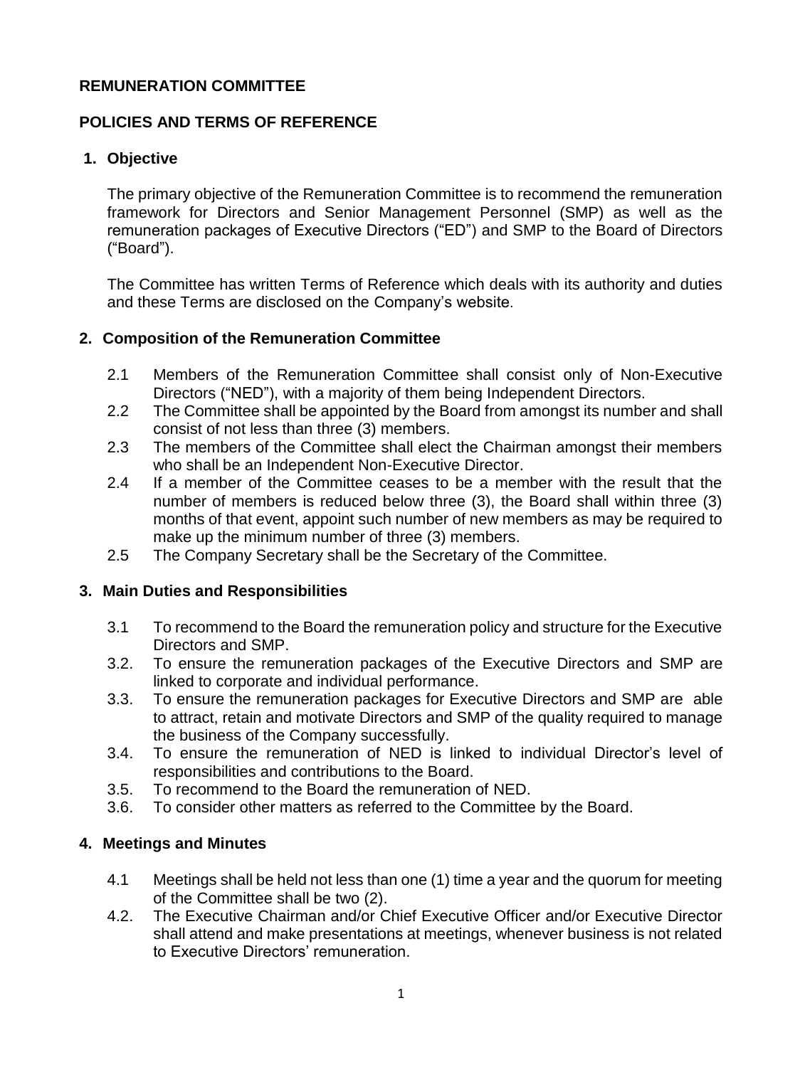**REMUNERATION COMMITTEE**

**POLICIES AND TERMS OF REFERENCE**

## 1. Objective

The primary objective of the Remuneration Committee is to recommend the remuneration framework for Directors and Senior Management Personnel (SMP) as well as the remuneration packages of Executive Directors ("ED") and SMP to the Board of Directors ("Board").

The Committee has written Terms of Reference which deals with its authority and duties and these Terms are disclosed on the Company's website.

## 2. Composition of the Remuneration Committee

- 2.1 Members of the Remuneration Committee shall consist only of Non-Executive Directors ("NED"), with a majority of them being Independent Directors.
- 2.2 The Committee shall be appointed by the Board from amongst its number and shall consist of not less than three (3) members.
- 2.3 The members of the Committee shall elect the Chairman amongst their members who shall be an Independent Non-Executive Director.
- 2.4 If a member of the Committee ceases to be a member with the result that the number of members is reduced below three (3), the Board shall within three (3) months of that event, appoint such number of new members as may be required to make up the minimum number of three (3) members.
- 2.5 The Company Secretary shall be the Secretary of the Committee.

## 3. Main Duties and Responsibilities

- 3.1 To recommend to the Board the remuneration policy and structure for the Executive Directors and SMP.
- 3.2. To ensure the remuneration packages of the Executive Directors and SMP are linked to corporate and individual performance.
- 3.3. To ensure the remuneration packages for Executive Directors and SMP are able to attract, retain and motivate Directors and SMP of the quality required to manage the business of the Company successfully.
- 3.4. To ensure the remuneration of NED is linked to individual Director's level of responsibilities and contributions to the Board.
- 3.5. To recommend to the Board the remuneration of NED.
- 3.6. To consider other matters as referred to the Committee by the Board.

## 4. Meetings and Minutes

- 4.1 Meetings shall be held not less than one (1) time a year and the quorum for meeting of the Committee shall be two (2).
- 4.2. The Executive Chairman and/or Chief Executive Officer and/or Executive Director shall attend and make presentations at meetings, whenever business is not related to Executive Directors' remuneration.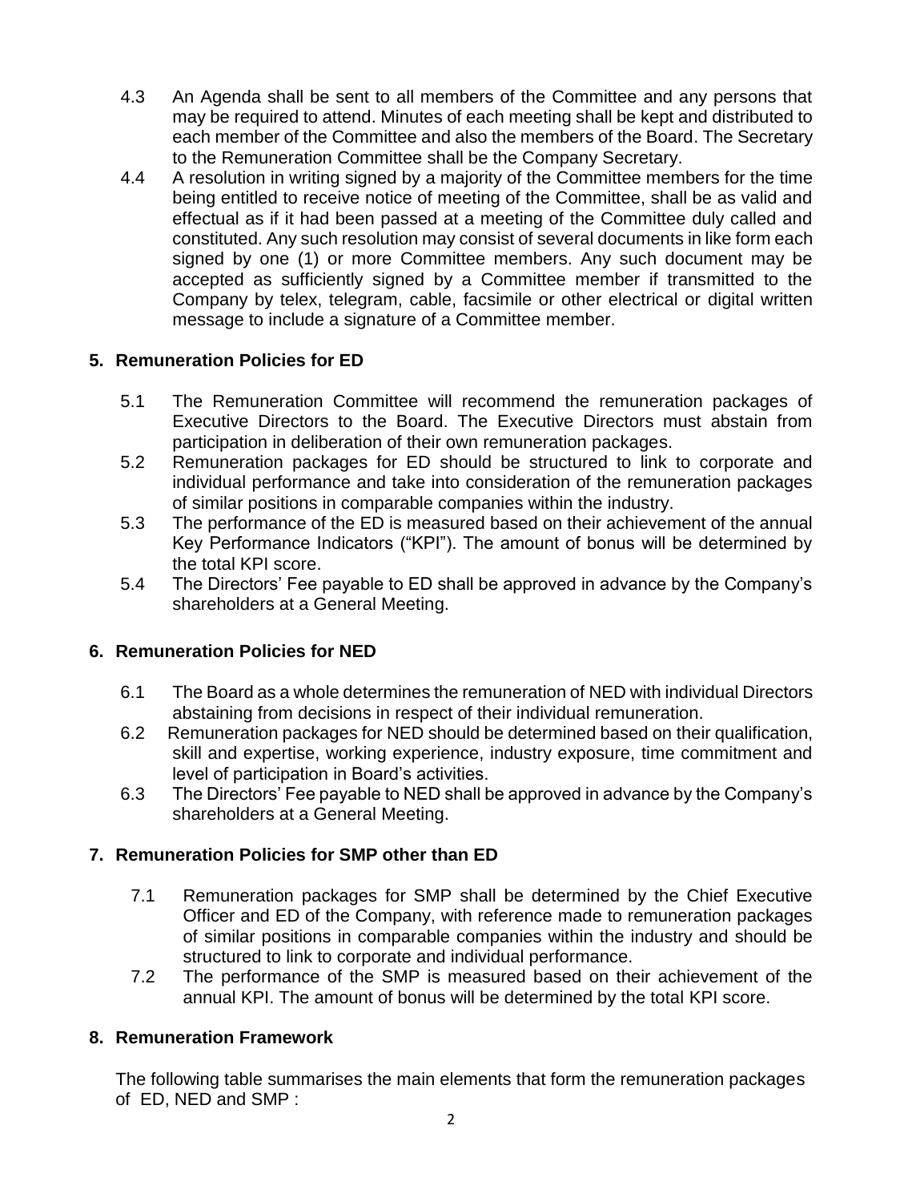4.3 An Agenda shall be sent to all members of the Committee and any persons that may be required to attend. Minutes of each meeting shall be kept and distributed to each member of the Committee and also the members of the Board. The Secretary to the Remuneration Committee shall be the Company Secretary.

4.4 A resolution in writing signed by a majority of the Committee members for the time being entitled to receive notice of meeting of the Committee, shall be as valid and effectual as if it had been passed at a meeting of the Committee duly called and constituted. Any such resolution may consist of several documents in like form each signed by one (1) or more Committee members. Any such document may be accepted as sufficiently signed by a Committee member if transmitted to the Company by telex, telegram, cable, facsimile or other electrical or digital written message to include a signature of a Committee member.

## 5. Remuneration Policies for ED

5.1 The Remuneration Committee will recommend the remuneration packages of Executive Directors to the Board. The Executive Directors must abstain from participation in deliberation of their own remuneration packages.

5.2 Remuneration packages for ED should be structured to link to corporate and individual performance and take into consideration of the remuneration packages of similar positions in comparable companies within the industry.

5.3 The performance of the ED is measured based on their achievement of the annual Key Performance Indicators ("KPI"). The amount of bonus will be determined by the total KPI score.

5.4 The Directors' Fee payable to ED shall be approved in advance by the Company's shareholders at a General Meeting.

## 6. Remuneration Policies for NED

6.1 The Board as a whole determines the remuneration of NED with individual Directors abstaining from decisions in respect of their individual remuneration.

6.2 Remuneration packages for NED should be determined based on their qualification, skill and expertise, working experience, industry exposure, time commitment and level of participation in Board's activities.

6.3 The Directors' Fee payable to NED shall be approved in advance by the Company's shareholders at a General Meeting.

## 7. Remuneration Policies for SMP other than ED

7.1 Remuneration packages for SMP shall be determined by the Chief Executive Officer and ED of the Company, with reference made to remuneration packages of similar positions in comparable companies within the industry and should be structured to link to corporate and individual performance.

7.2 The performance of the SMP is measured based on their achievement of the annual KPI. The amount of bonus will be determined by the total KPI score.

## 8. Remuneration Framework

The following table summarises the main elements that form the remuneration packages of ED, NED and SMP :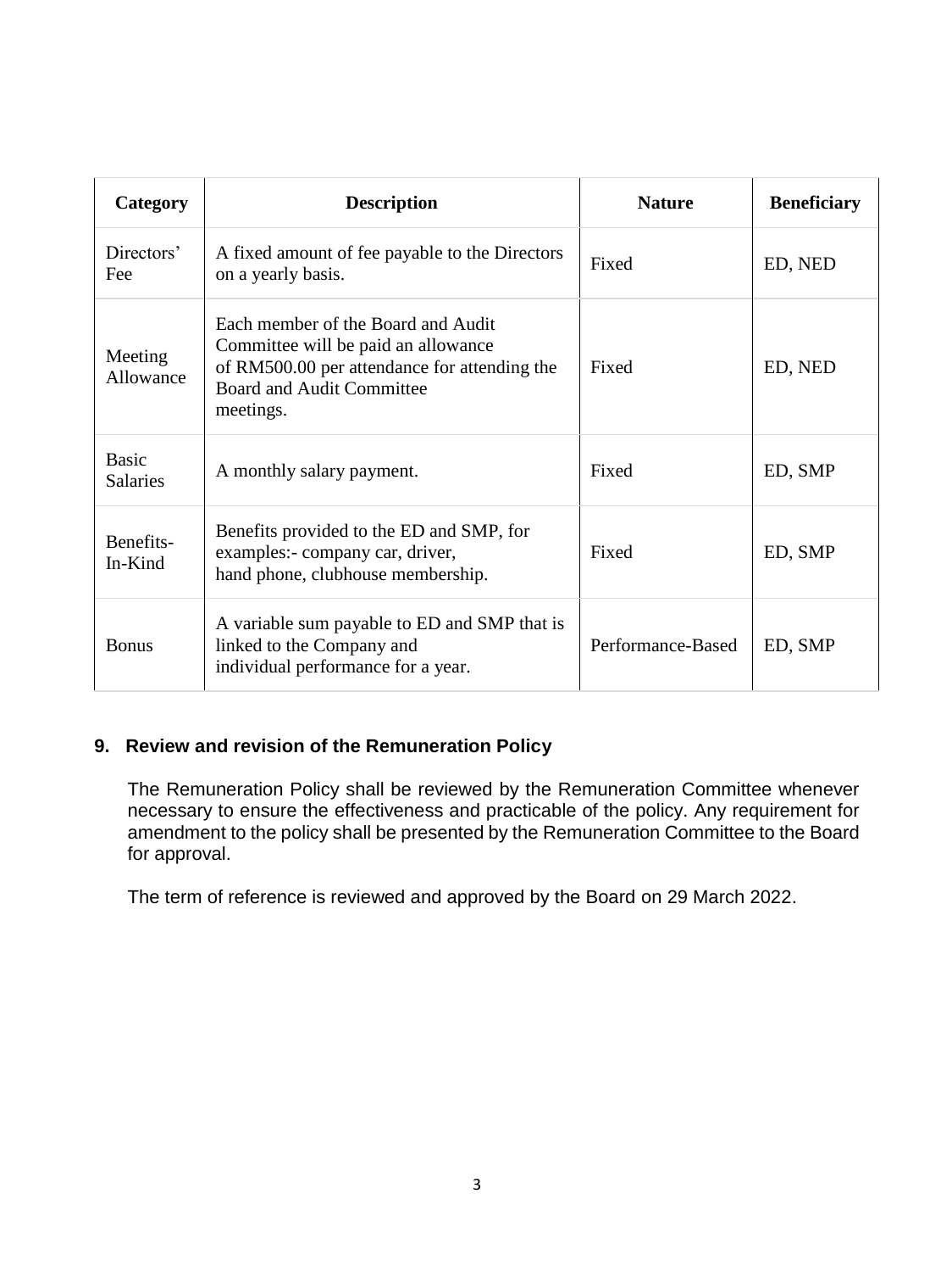| Category | Description | Nature | Beneficiary |
|---|---|---|---|
| Directors' Fee | A fixed amount of fee payable to the Directors on a yearly basis. | Fixed | ED, NED |
| Meeting Allowance | Each member of the Board and Audit Committee will be paid an allowance of RM500.00 per attendance for attending the Board and Audit Committee meetings. | Fixed | ED, NED |
| Basic Salaries | A monthly salary payment. | Fixed | ED, SMP |
| Benefits-In-Kind | Benefits provided to the ED and SMP, for examples:- company car, driver, hand phone, clubhouse membership. | Fixed | ED, SMP |
| Bonus | A variable sum payable to ED and SMP that is linked to the Company and individual performance for a year. | Performance-Based | ED, SMP |

## 9. Review and revision of the Remuneration Policy

The Remuneration Policy shall be reviewed by the Remuneration Committee whenever necessary to ensure the effectiveness and practicable of the policy. Any requirement for amendment to the policy shall be presented by the Remuneration Committee to the Board for approval.

The term of reference is reviewed and approved by the Board on 29 March 2022.